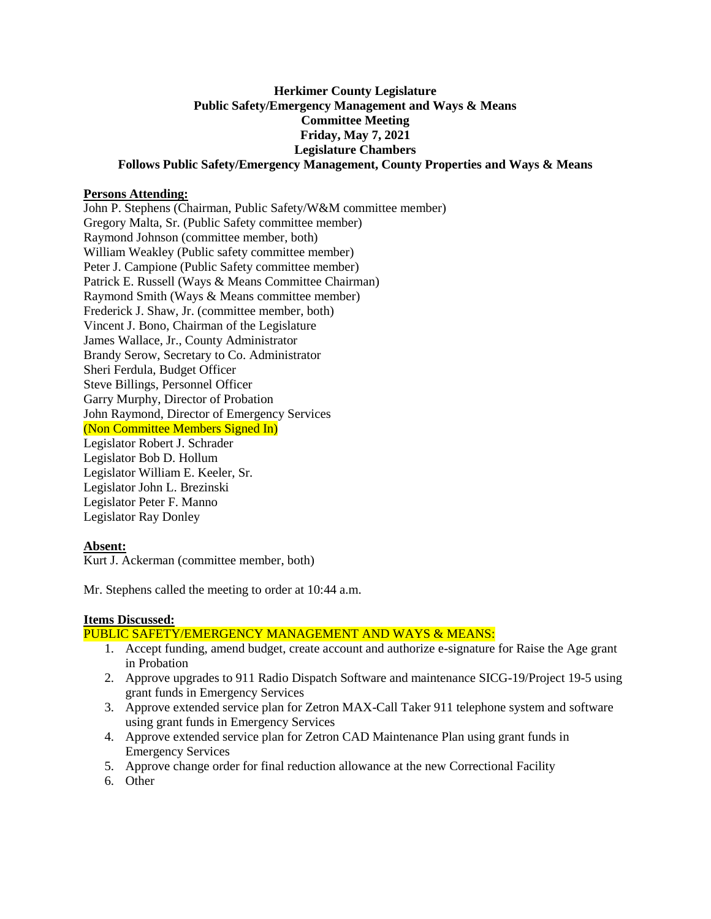**Herkimer County Legislature**
**Public Safety/Emergency Management and Ways & Means**
**Committee Meeting**
**Friday, May 7, 2021**
**Legislature Chambers**
**Follows Public Safety/Emergency Management, County Properties and Ways & Means**

**Persons Attending:**

John P. Stephens (Chairman, Public Safety/W&M committee member)
Gregory Malta, Sr. (Public Safety committee member)
Raymond Johnson (committee member, both)
William Weakley (Public safety committee member)
Peter J. Campione (Public Safety committee member)
Patrick E. Russell (Ways & Means Committee Chairman)
Raymond Smith (Ways & Means committee member)
Frederick J. Shaw, Jr. (committee member, both)
Vincent J. Bono, Chairman of the Legislature
James Wallace, Jr., County Administrator
Brandy Serow, Secretary to Co. Administrator
Sheri Ferdula, Budget Officer
Steve Billings, Personnel Officer
Garry Murphy, Director of Probation
John Raymond, Director of Emergency Services
(Non Committee Members Signed In)
Legislator Robert J. Schrader
Legislator Bob D. Hollum
Legislator William E. Keeler, Sr.
Legislator John L. Brezinski
Legislator Peter F. Manno
Legislator Ray Donley

**Absent:**

Kurt J. Ackerman (committee member, both)

Mr. Stephens called the meeting to order at 10:44 a.m.

**Items Discussed:**

PUBLIC SAFETY/EMERGENCY MANAGEMENT AND WAYS & MEANS:

1. Accept funding, amend budget, create account and authorize e-signature for Raise the Age grant in Probation
2. Approve upgrades to 911 Radio Dispatch Software and maintenance SICG-19/Project 19-5 using grant funds in Emergency Services
3. Approve extended service plan for Zetron MAX-Call Taker 911 telephone system and software using grant funds in Emergency Services
4. Approve extended service plan for Zetron CAD Maintenance Plan using grant funds in Emergency Services
5. Approve change order for final reduction allowance at the new Correctional Facility
6. Other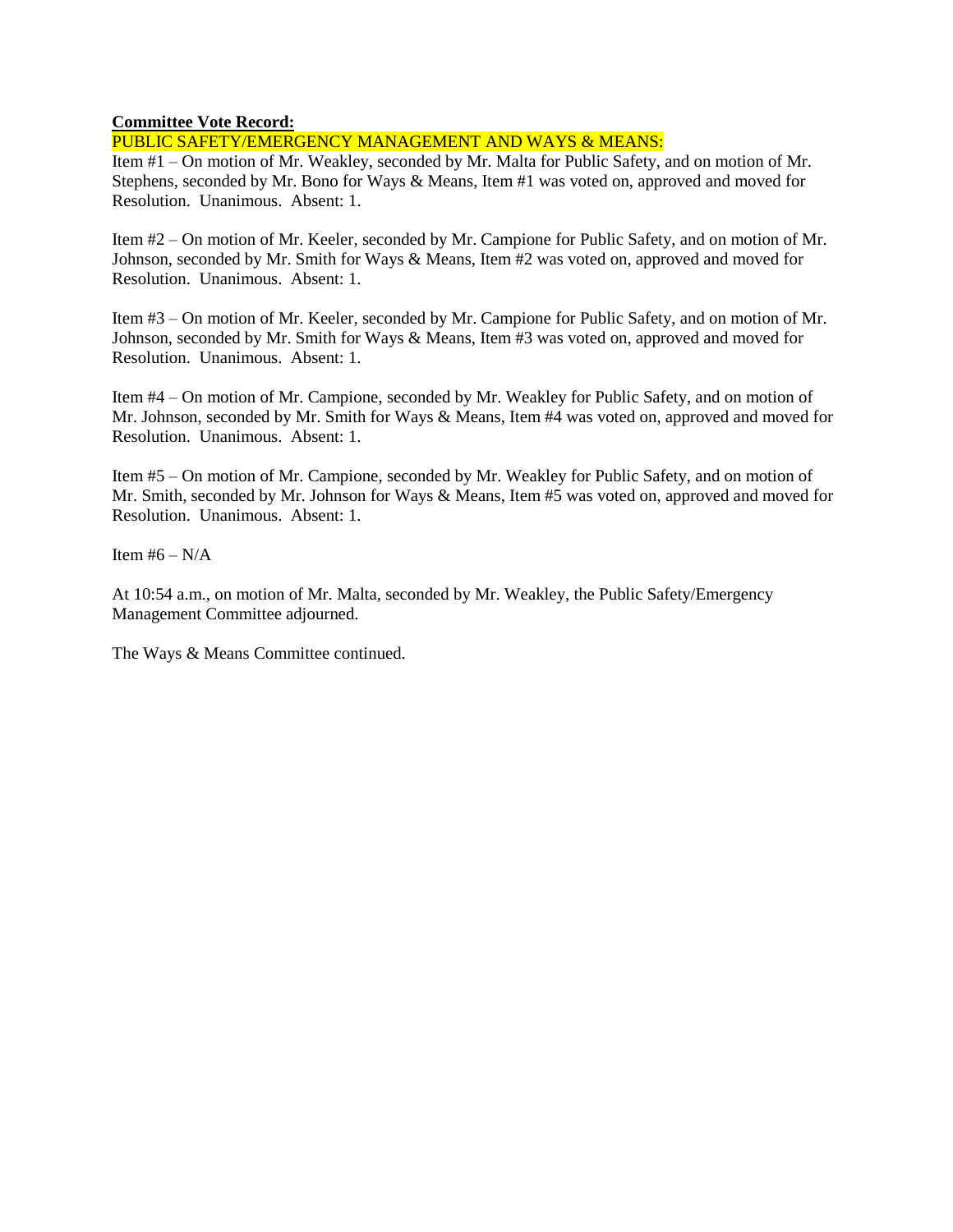**Committee Vote Record:**

PUBLIC SAFETY/EMERGENCY MANAGEMENT AND WAYS & MEANS:

Item #1 – On motion of Mr. Weakley, seconded by Mr. Malta for Public Safety, and on motion of Mr. Stephens, seconded by Mr. Bono for Ways & Means, Item #1 was voted on, approved and moved for Resolution. Unanimous. Absent: 1.

Item #2 – On motion of Mr. Keeler, seconded by Mr. Campione for Public Safety, and on motion of Mr. Johnson, seconded by Mr. Smith for Ways & Means, Item #2 was voted on, approved and moved for Resolution. Unanimous. Absent: 1.

Item #3 – On motion of Mr. Keeler, seconded by Mr. Campione for Public Safety, and on motion of Mr. Johnson, seconded by Mr. Smith for Ways & Means, Item #3 was voted on, approved and moved for Resolution. Unanimous. Absent: 1.

Item #4 – On motion of Mr. Campione, seconded by Mr. Weakley for Public Safety, and on motion of Mr. Johnson, seconded by Mr. Smith for Ways & Means, Item #4 was voted on, approved and moved for Resolution. Unanimous. Absent: 1.

Item #5 – On motion of Mr. Campione, seconded by Mr. Weakley for Public Safety, and on motion of Mr. Smith, seconded by Mr. Johnson for Ways & Means, Item #5 was voted on, approved and moved for Resolution. Unanimous. Absent: 1.

Item #6 – N/A

At 10:54 a.m., on motion of Mr. Malta, seconded by Mr. Weakley, the Public Safety/Emergency Management Committee adjourned.

The Ways & Means Committee continued.